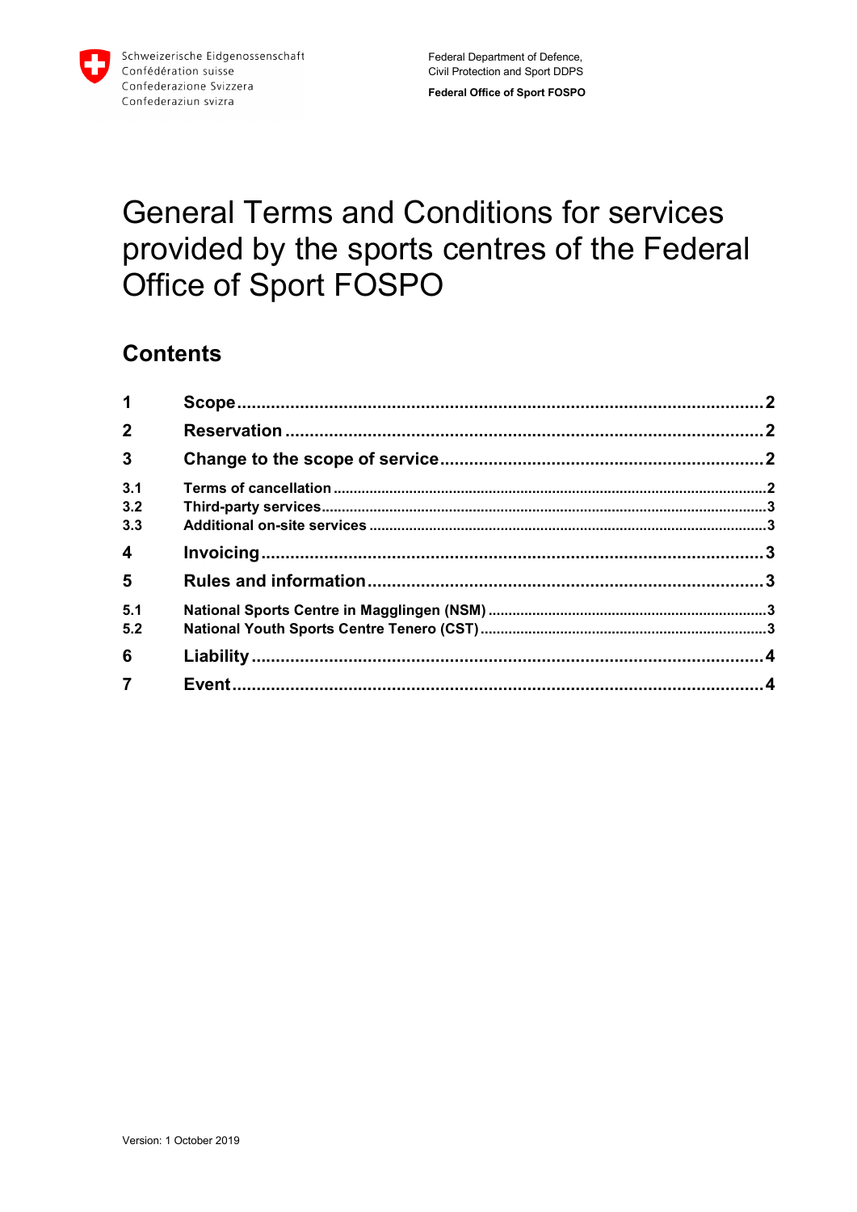Schweizerische Eidgenossenschaft
Confédération suisse
Confederazione Svizzera
Confederaziun svizra

Federal Department of Defence, Civil Protection and Sport DDPS

**Federal Office of Sport FOSPO**

# General Terms and Conditions for services provided by the sports centres of the Federal Office of Sport FOSPO

## Contents

| | | |
|---|---|---|
| **1** | **Scope** | **2** |
| **2** | **Reservation** | **2** |
| **3** | **Change to the scope of service** | **2** |
| **3.1** | **Terms of cancellation** | **2** |
| **3.2** | **Third-party services** | **3** |
| **3.3** | **Additional on-site services** | **3** |
| **4** | **Invoicing** | **3** |
| **5** | **Rules and information** | **3** |
| **5.1** | **National Sports Centre in Magglingen (NSM)** | **3** |
| **5.2** | **National Youth Sports Centre Tenero (CST)** | **3** |
| **6** | **Liability** | **4** |
| **7** | **Event** | **4** |

Version: 1 October 2019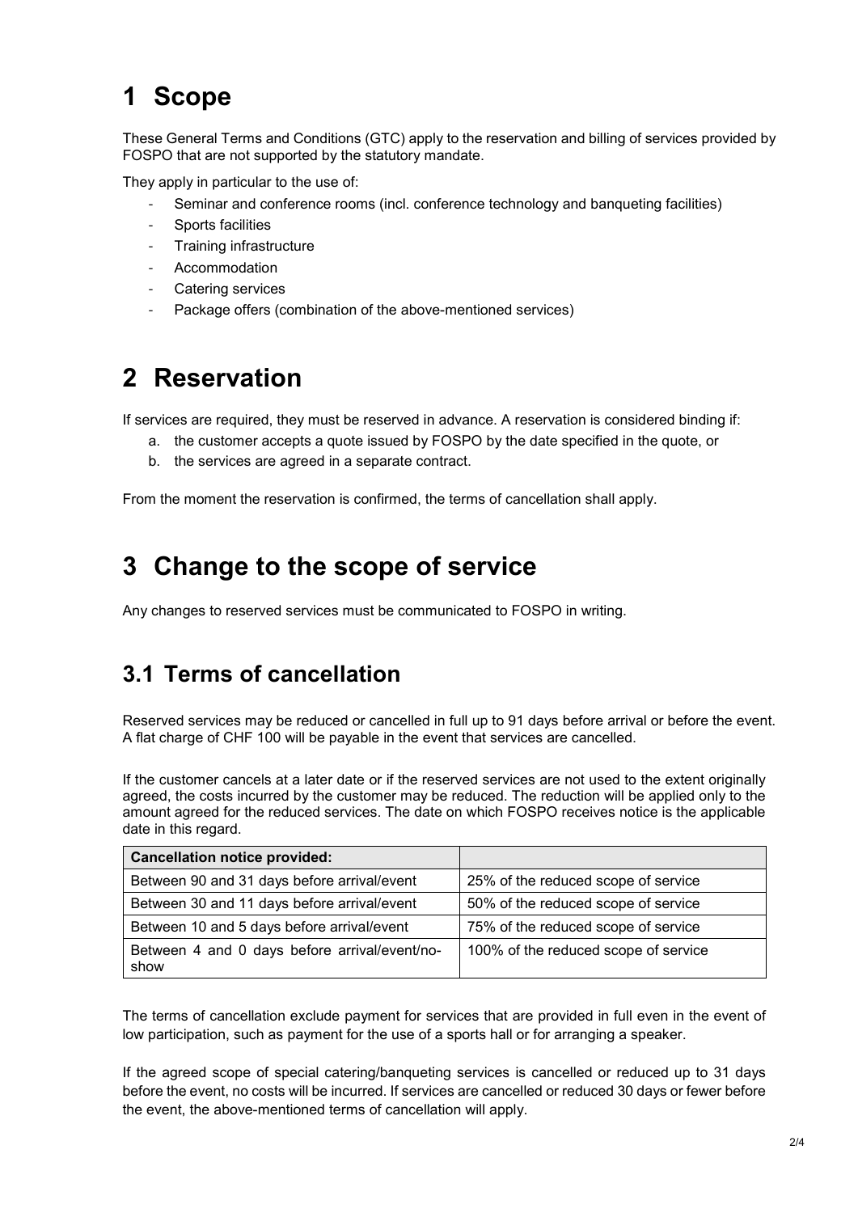# 1 Scope

These General Terms and Conditions (GTC) apply to the reservation and billing of services provided by FOSPO that are not supported by the statutory mandate.

They apply in particular to the use of:

- Seminar and conference rooms (incl. conference technology and banqueting facilities)
- Sports facilities
- Training infrastructure
- Accommodation
- Catering services
- Package offers (combination of the above-mentioned services)

# 2 Reservation

If services are required, they must be reserved in advance. A reservation is considered binding if:

a. the customer accepts a quote issued by FOSPO by the date specified in the quote, or
b. the services are agreed in a separate contract.

From the moment the reservation is confirmed, the terms of cancellation shall apply.

# 3 Change to the scope of service

Any changes to reserved services must be communicated to FOSPO in writing.

## 3.1 Terms of cancellation

Reserved services may be reduced or cancelled in full up to 91 days before arrival or before the event. A flat charge of CHF 100 will be payable in the event that services are cancelled.

If the customer cancels at a later date or if the reserved services are not used to the extent originally agreed, the costs incurred by the customer may be reduced. The reduction will be applied only to the amount agreed for the reduced services. The date on which FOSPO receives notice is the applicable date in this regard.

| Cancellation notice provided: | |
|---|---|
| Between 90 and 31 days before arrival/event | 25% of the reduced scope of service |
| Between 30 and 11 days before arrival/event | 50% of the reduced scope of service |
| Between 10 and 5 days before arrival/event | 75% of the reduced scope of service |
| Between 4 and 0 days before arrival/event/no-show | 100% of the reduced scope of service |

The terms of cancellation exclude payment for services that are provided in full even in the event of low participation, such as payment for the use of a sports hall or for arranging a speaker.

If the agreed scope of special catering/banqueting services is cancelled or reduced up to 31 days before the event, no costs will be incurred. If services are cancelled or reduced 30 days or fewer before the event, the above-mentioned terms of cancellation will apply.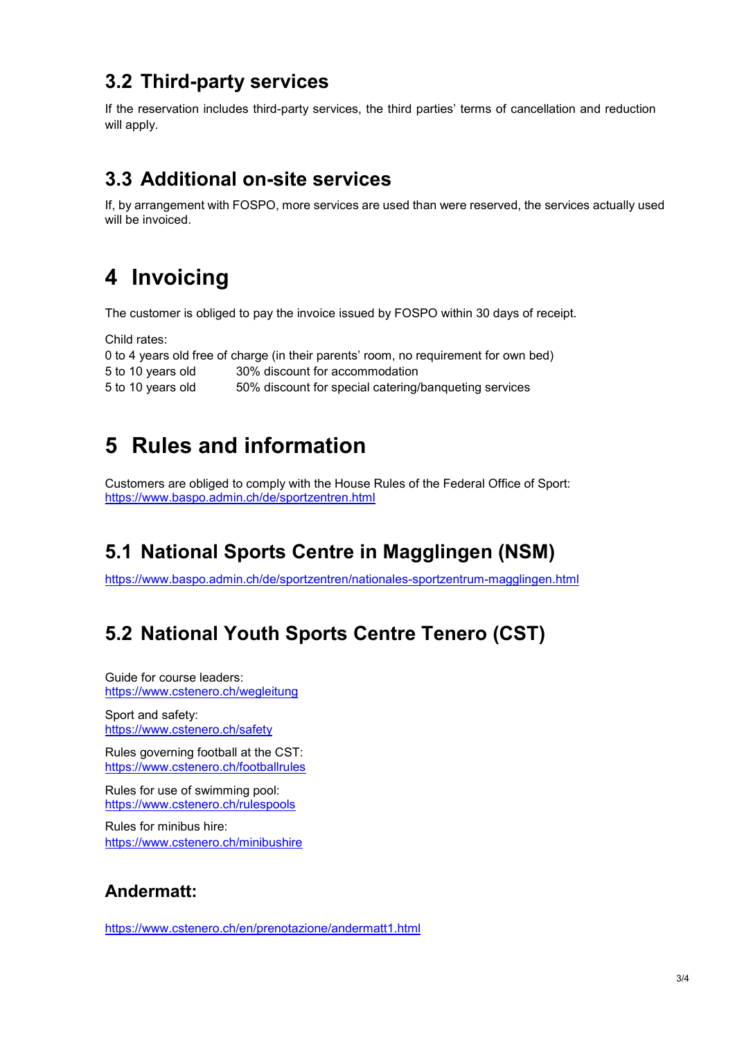## 3.2 Third-party services

If the reservation includes third-party services, the third parties' terms of cancellation and reduction will apply.

## 3.3 Additional on-site services

If, by arrangement with FOSPO, more services are used than were reserved, the services actually used will be invoiced.

# 4 Invoicing

The customer is obliged to pay the invoice issued by FOSPO within 30 days of receipt.

Child rates:
0 to 4 years old free of charge (in their parents' room, no requirement for own bed)
5 to 10 years old 30% discount for accommodation
5 to 10 years old 50% discount for special catering/banqueting services

# 5 Rules and information

Customers are obliged to comply with the House Rules of the Federal Office of Sport:
https://www.baspo.admin.ch/de/sportzentren.html

## 5.1 National Sports Centre in Magglingen (NSM)

https://www.baspo.admin.ch/de/sportzentren/nationales-sportzentrum-magglingen.html

## 5.2 National Youth Sports Centre Tenero (CST)

Guide for course leaders:
https://www.cstenero.ch/wegleitung

Sport and safety:
https://www.cstenero.ch/safety

Rules governing football at the CST:
https://www.cstenero.ch/footballrules

Rules for use of swimming pool:
https://www.cstenero.ch/rulespools

Rules for minibus hire:
https://www.cstenero.ch/minibushire

## Andermatt:

https://www.cstenero.ch/en/prenotazione/andermatt1.html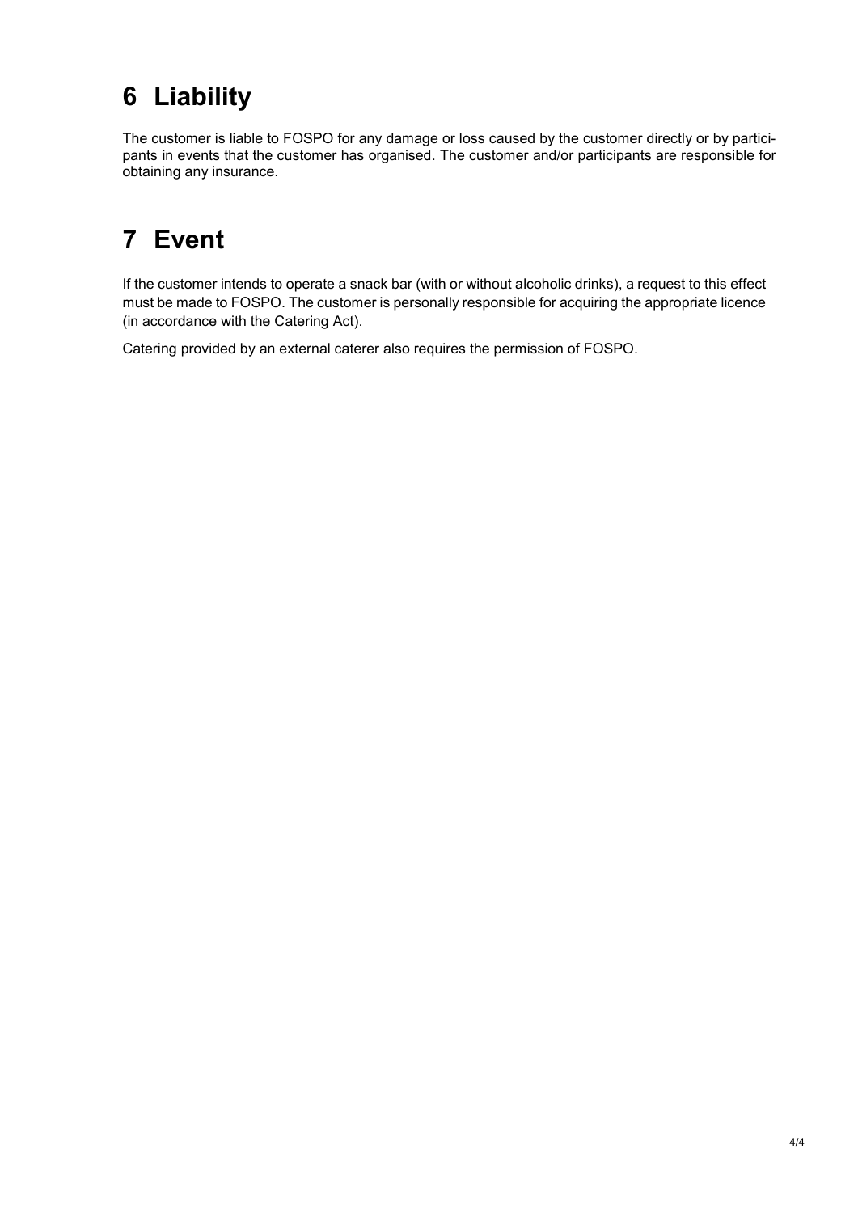# 6 Liability

The customer is liable to FOSPO for any damage or loss caused by the customer directly or by participants in events that the customer has organised. The customer and/or participants are responsible for obtaining any insurance.

# 7 Event

If the customer intends to operate a snack bar (with or without alcoholic drinks), a request to this effect must be made to FOSPO. The customer is personally responsible for acquiring the appropriate licence (in accordance with the Catering Act).

Catering provided by an external caterer also requires the permission of FOSPO.